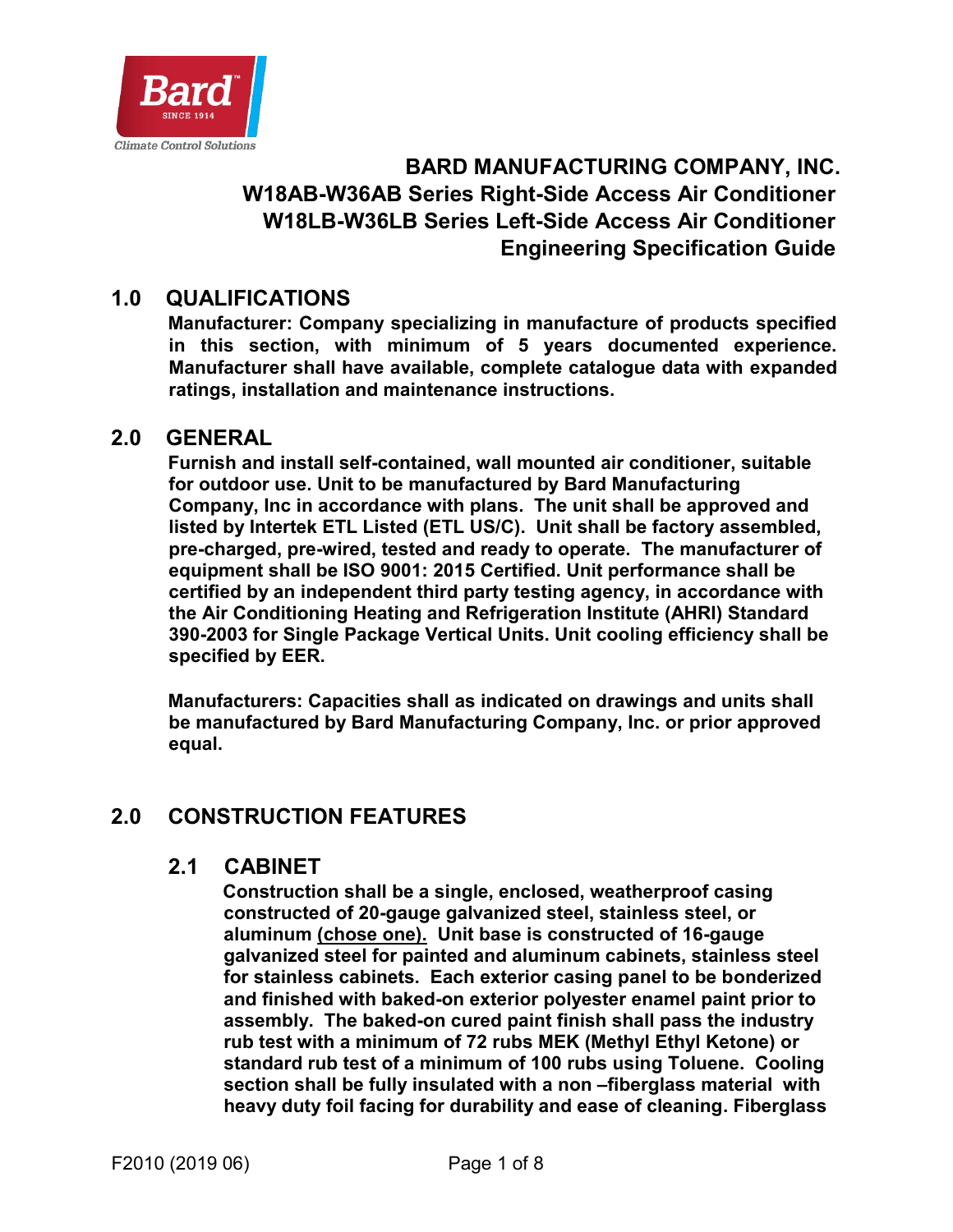# BARD MANUFACTURING COMPANY, INC.
# W18AB-W36AB Series Right-Side Access Air Conditioner
# W18LB-W36LB Series Left-Side Access Air Conditioner
# Engineering Specification Guide

## 1.0 QUALIFICATIONS

**Manufacturer: Company specializing in manufacture of products specified in this section, with minimum of 5 years documented experience. Manufacturer shall have available, complete catalogue data with expanded ratings, installation and maintenance instructions.**

## 2.0 GENERAL

**Furnish and install self-contained, wall mounted air conditioner, suitable for outdoor use. Unit to be manufactured by Bard Manufacturing Company, Inc in accordance with plans. The unit shall be approved and listed by Intertek ETL Listed (ETL US/C). Unit shall be factory assembled, pre-charged, pre-wired, tested and ready to operate. The manufacturer of equipment shall be ISO 9001: 2015 Certified. Unit performance shall be certified by an independent third party testing agency, in accordance with the Air Conditioning Heating and Refrigeration Institute (AHRI) Standard 390-2003 for Single Package Vertical Units. Unit cooling efficiency shall be specified by EER.**

**Manufacturers: Capacities shall as indicated on drawings and units shall be manufactured by Bard Manufacturing Company, Inc. or prior approved equal.**

## 2.0 CONSTRUCTION FEATURES

### 2.1 CABINET

**Construction shall be a single, enclosed, weatherproof casing constructed of 20-gauge galvanized steel, stainless steel, or aluminum <u>(chose one).</u> Unit base is constructed of 16-gauge galvanized steel for painted and aluminum cabinets, stainless steel for stainless cabinets. Each exterior casing panel to be bonderized and finished with baked-on exterior polyester enamel paint prior to assembly. The baked-on cured paint finish shall pass the industry rub test with a minimum of 72 rubs MEK (Methyl Ethyl Ketone) or standard rub test of a minimum of 100 rubs using Toluene. Cooling section shall be fully insulated with a non –fiberglass material with heavy duty foil facing for durability and ease of cleaning. Fiberglass**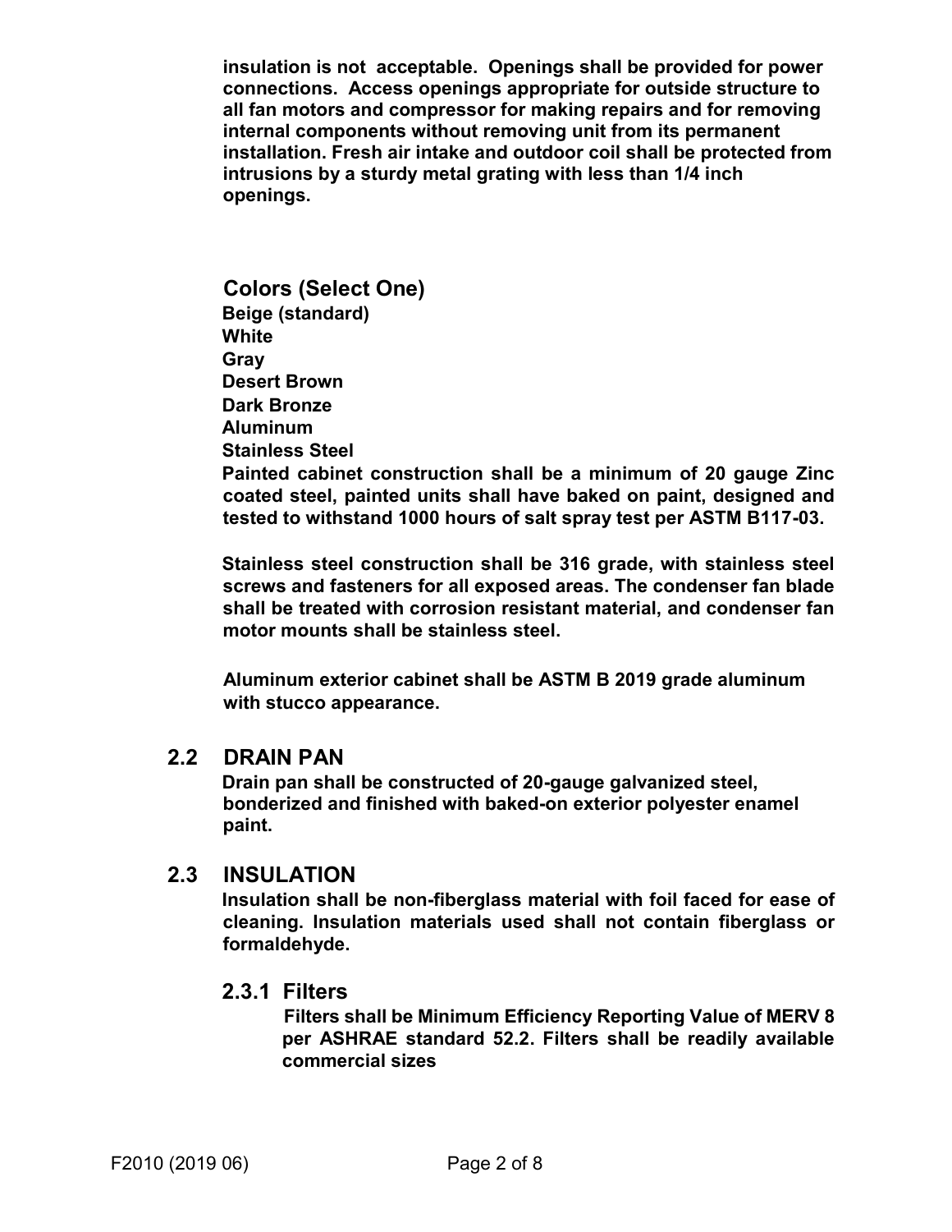**insulation is not acceptable. Openings shall be provided for power connections. Access openings appropriate for outside structure to all fan motors and compressor for making repairs and for removing internal components without removing unit from its permanent installation. Fresh air intake and outdoor coil shall be protected from intrusions by a sturdy metal grating with less than 1/4 inch openings.**

### Colors (Select One)

**Beige (standard)**
**White**
**Gray**
**Desert Brown**
**Dark Bronze**
**Aluminum**
**Stainless Steel**

**Painted cabinet construction shall be a minimum of 20 gauge Zinc coated steel, painted units shall have baked on paint, designed and tested to withstand 1000 hours of salt spray test per ASTM B117-03.**

**Stainless steel construction shall be 316 grade, with stainless steel screws and fasteners for all exposed areas. The condenser fan blade shall be treated with corrosion resistant material, and condenser fan motor mounts shall be stainless steel.**

**Aluminum exterior cabinet shall be ASTM B 2019 grade aluminum with stucco appearance.**

## 2.2 DRAIN PAN

**Drain pan shall be constructed of 20-gauge galvanized steel, bonderized and finished with baked-on exterior polyester enamel paint.**

## 2.3 INSULATION

**Insulation shall be non-fiberglass material with foil faced for ease of cleaning. Insulation materials used shall not contain fiberglass or formaldehyde.**

### 2.3.1 Filters

**Filters shall be Minimum Efficiency Reporting Value of MERV 8 per ASHRAE standard 52.2. Filters shall be readily available commercial sizes**

F2010 (2019 06)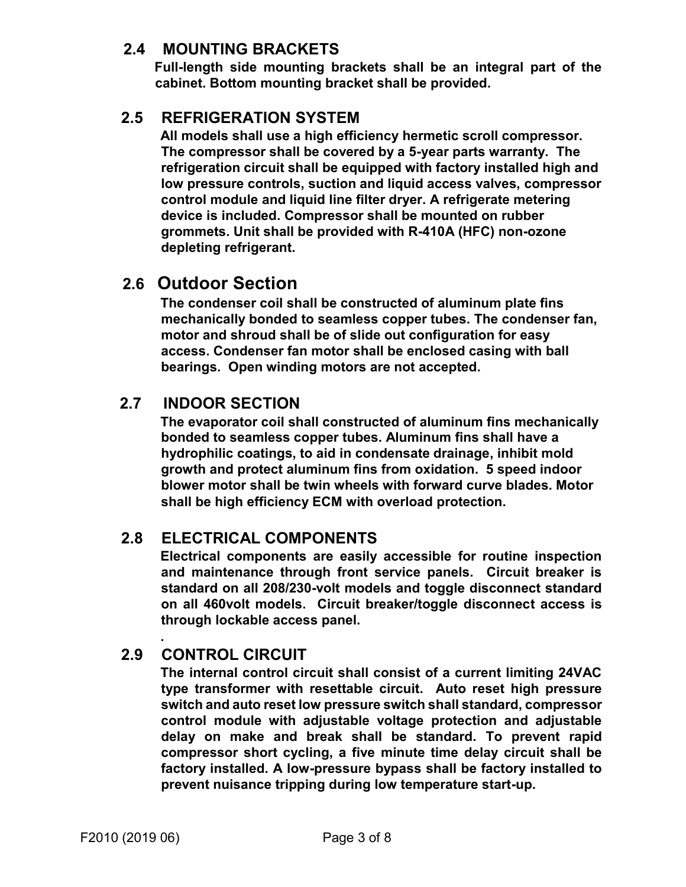## 2.4 MOUNTING BRACKETS

**Full-length side mounting brackets shall be an integral part of the cabinet. Bottom mounting bracket shall be provided.**

## 2.5 REFRIGERATION SYSTEM

**All models shall use a high efficiency hermetic scroll compressor. The compressor shall be covered by a 5-year parts warranty. The refrigeration circuit shall be equipped with factory installed high and low pressure controls, suction and liquid access valves, compressor control module and liquid line filter dryer. A refrigerate metering device is included. Compressor shall be mounted on rubber grommets. Unit shall be provided with R-410A (HFC) non-ozone depleting refrigerant.**

## 2.6 Outdoor Section

**The condenser coil shall be constructed of aluminum plate fins mechanically bonded to seamless copper tubes. The condenser fan, motor and shroud shall be of slide out configuration for easy access. Condenser fan motor shall be enclosed casing with ball bearings. Open winding motors are not accepted.**

## 2.7 INDOOR SECTION

**The evaporator coil shall constructed of aluminum fins mechanically bonded to seamless copper tubes. Aluminum fins shall have a hydrophilic coatings, to aid in condensate drainage, inhibit mold growth and protect aluminum fins from oxidation. 5 speed indoor blower motor shall be twin wheels with forward curve blades. Motor shall be high efficiency ECM with overload protection.**

## 2.8 ELECTRICAL COMPONENTS

**Electrical components are easily accessible for routine inspection and maintenance through front service panels. Circuit breaker is standard on all 208/230-volt models and toggle disconnect standard on all 460volt models. Circuit breaker/toggle disconnect access is through lockable access panel.**

**.**

## 2.9 CONTROL CIRCUIT

**The internal control circuit shall consist of a current limiting 24VAC type transformer with resettable circuit. Auto reset high pressure switch and auto reset low pressure switch shall standard, compressor control module with adjustable voltage protection and adjustable delay on make and break shall be standard. To prevent rapid compressor short cycling, a five minute time delay circuit shall be factory installed. A low-pressure bypass shall be factory installed to prevent nuisance tripping during low temperature start-up.**

F2010 (2019 06)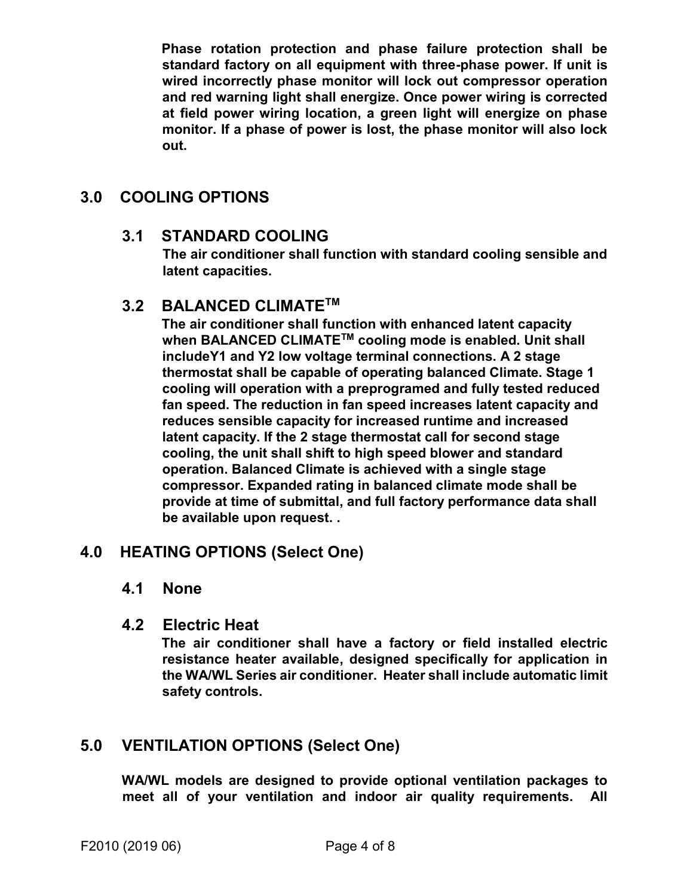**Phase rotation protection and phase failure protection shall be standard factory on all equipment with three-phase power. If unit is wired incorrectly phase monitor will lock out compressor operation and red warning light shall energize. Once power wiring is corrected at field power wiring location, a green light will energize on phase monitor. If a phase of power is lost, the phase monitor will also lock out.**

## 3.0 COOLING OPTIONS

### 3.1 STANDARD COOLING

**The air conditioner shall function with standard cooling sensible and latent capacities.**

### 3.2 BALANCED CLIMATE[TM]

**The air conditioner shall function with enhanced latent capacity when BALANCED CLIMATE[TM] cooling mode is enabled. Unit shall includeY1 and Y2 low voltage terminal connections. A 2 stage thermostat shall be capable of operating balanced Climate. Stage 1 cooling will operation with a preprogramed and fully tested reduced fan speed. The reduction in fan speed increases latent capacity and reduces sensible capacity for increased runtime and increased latent capacity. If the 2 stage thermostat call for second stage cooling, the unit shall shift to high speed blower and standard operation. Balanced Climate is achieved with a single stage compressor. Expanded rating in balanced climate mode shall be provide at time of submittal, and full factory performance data shall be available upon request. .**

## 4.0 HEATING OPTIONS (Select One)

### 4.1 None

### 4.2 Electric Heat

**The air conditioner shall have a factory or field installed electric resistance heater available, designed specifically for application in the WA/WL Series air conditioner. Heater shall include automatic limit safety controls.**

## 5.0 VENTILATION OPTIONS (Select One)

**WA/WL models are designed to provide optional ventilation packages to meet all of your ventilation and indoor air quality requirements. All**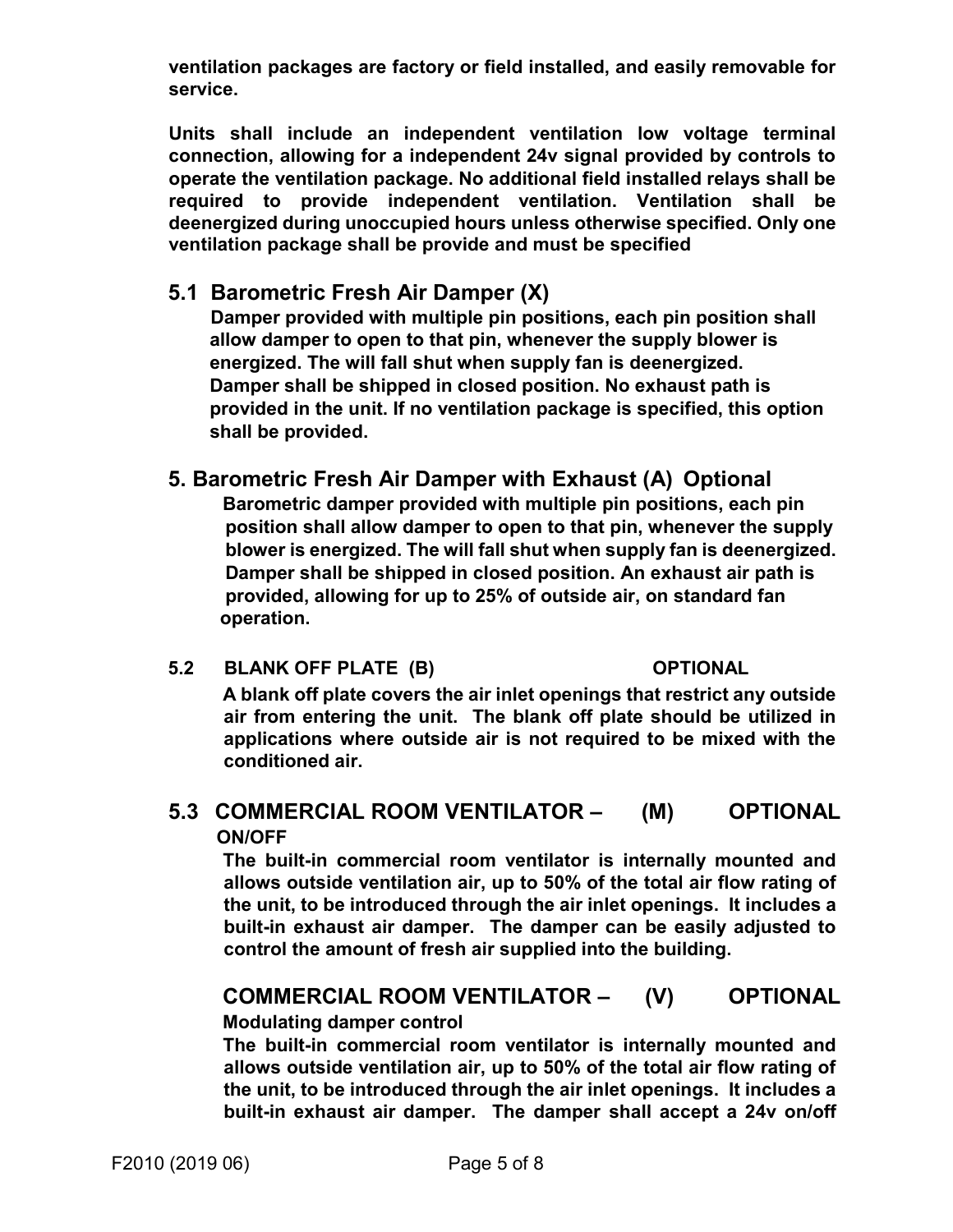**ventilation packages are factory or field installed, and easily removable for service.**

**Units shall include an independent ventilation low voltage terminal connection, allowing for a independent 24v signal provided by controls to operate the ventilation package. No additional field installed relays shall be required to provide independent ventilation. Ventilation shall be deenergized during unoccupied hours unless otherwise specified. Only one ventilation package shall be provide and must be specified**

## 5.1 Barometric Fresh Air Damper (X)

**Damper provided with multiple pin positions, each pin position shall allow damper to open to that pin, whenever the supply blower is energized. The will fall shut when supply fan is deenergized. Damper shall be shipped in closed position. No exhaust path is provided in the unit. If no ventilation package is specified, this option shall be provided.**

## 5. Barometric Fresh Air Damper with Exhaust (A) Optional

**Barometric damper provided with multiple pin positions, each pin position shall allow damper to open to that pin, whenever the supply blower is energized. The will fall shut when supply fan is deenergized. Damper shall be shipped in closed position. An exhaust air path is provided, allowing for up to 25% of outside air, on standard fan operation.**

### 5.2 BLANK OFF PLATE (B) OPTIONAL

**A blank off plate covers the air inlet openings that restrict any outside air from entering the unit. The blank off plate should be utilized in applications where outside air is not required to be mixed with the conditioned air.**

## 5.3 COMMERCIAL ROOM VENTILATOR – (M) OPTIONAL

**ON/OFF**

**The built-in commercial room ventilator is internally mounted and allows outside ventilation air, up to 50% of the total air flow rating of the unit, to be introduced through the air inlet openings. It includes a built-in exhaust air damper. The damper can be easily adjusted to control the amount of fresh air supplied into the building.**

## COMMERCIAL ROOM VENTILATOR – (V) OPTIONAL

**Modulating damper control**

**The built-in commercial room ventilator is internally mounted and allows outside ventilation air, up to 50% of the total air flow rating of the unit, to be introduced through the air inlet openings. It includes a built-in exhaust air damper. The damper shall accept a 24v on/off**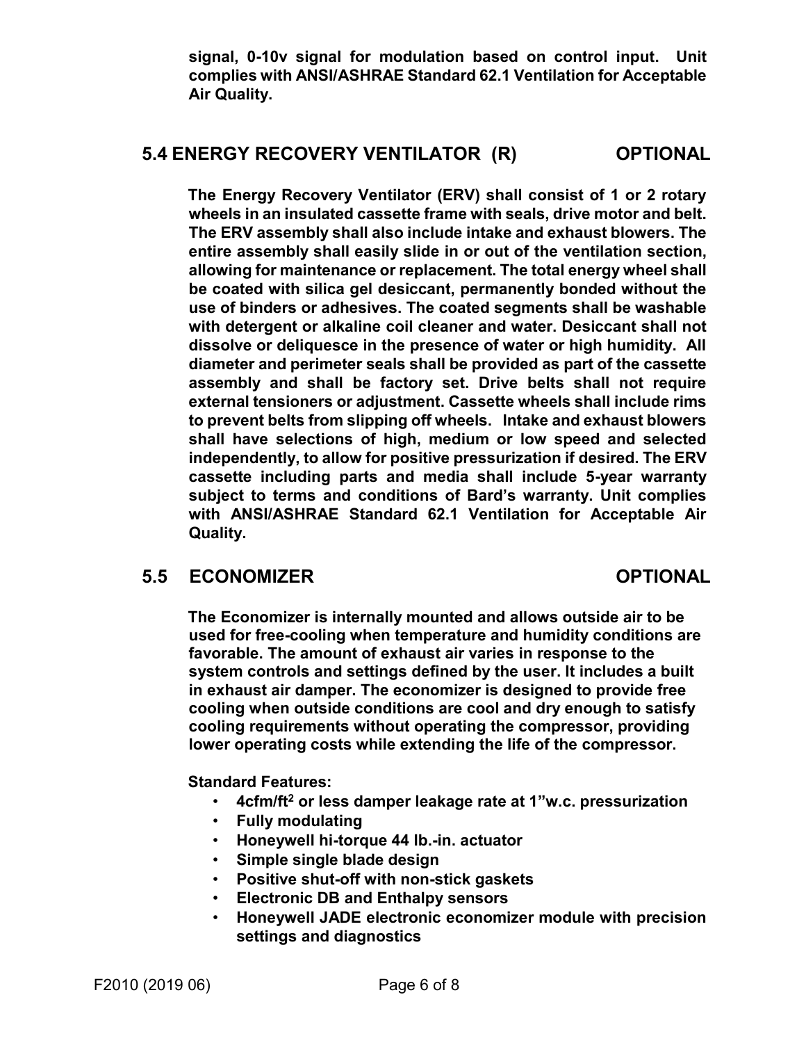**signal, 0-10v signal for modulation based on control input. Unit complies with ANSI/ASHRAE Standard 62.1 Ventilation for Acceptable Air Quality.**

## 5.4 ENERGY RECOVERY VENTILATOR (R) OPTIONAL

**The Energy Recovery Ventilator (ERV) shall consist of 1 or 2 rotary wheels in an insulated cassette frame with seals, drive motor and belt. The ERV assembly shall also include intake and exhaust blowers. The entire assembly shall easily slide in or out of the ventilation section, allowing for maintenance or replacement. The total energy wheel shall be coated with silica gel desiccant, permanently bonded without the use of binders or adhesives. The coated segments shall be washable with detergent or alkaline coil cleaner and water. Desiccant shall not dissolve or deliquesce in the presence of water or high humidity. All diameter and perimeter seals shall be provided as part of the cassette assembly and shall be factory set. Drive belts shall not require external tensioners or adjustment. Cassette wheels shall include rims to prevent belts from slipping off wheels. Intake and exhaust blowers shall have selections of high, medium or low speed and selected independently, to allow for positive pressurization if desired. The ERV cassette including parts and media shall include 5-year warranty subject to terms and conditions of Bard's warranty. Unit complies with ANSI/ASHRAE Standard 62.1 Ventilation for Acceptable Air Quality.**

## 5.5 ECONOMIZER OPTIONAL

**The Economizer is internally mounted and allows outside air to be used for free-cooling when temperature and humidity conditions are favorable. The amount of exhaust air varies in response to the system controls and settings defined by the user. It includes a built in exhaust air damper. The economizer is designed to provide free cooling when outside conditions are cool and dry enough to satisfy cooling requirements without operating the compressor, providing lower operating costs while extending the life of the compressor.**

**Standard Features:**

- **4cfm/ft$^2$ or less damper leakage rate at 1"w.c. pressurization**
- **Fully modulating**
- **Honeywell hi-torque 44 lb.-in. actuator**
- **Simple single blade design**
- **Positive shut-off with non-stick gaskets**
- **Electronic DB and Enthalpy sensors**
- **Honeywell JADE electronic economizer module with precision settings and diagnostics**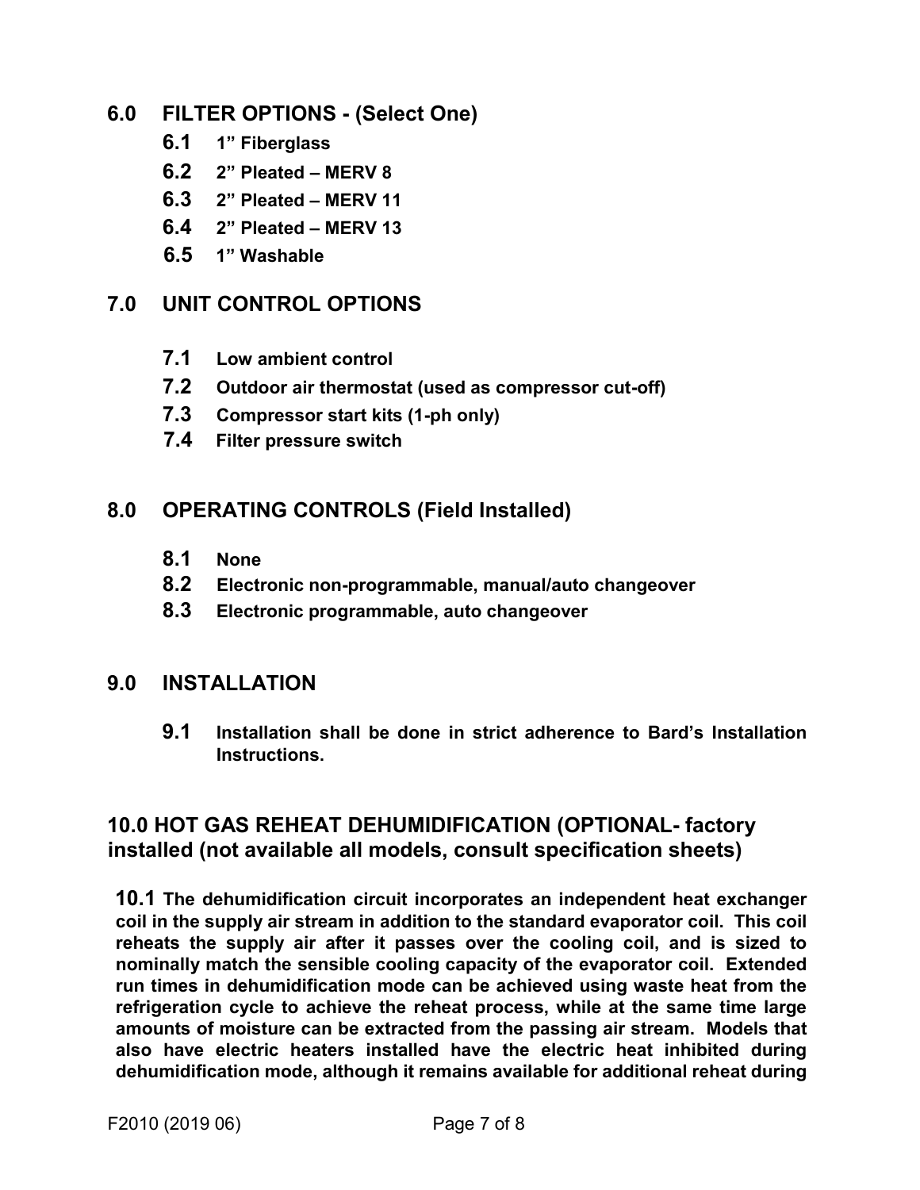## 6.0 FILTER OPTIONS - (Select One)

- **6.1** **1" Fiberglass**
- **6.2** **2" Pleated – MERV 8**
- **6.3** **2" Pleated – MERV 11**
- **6.4** **2" Pleated – MERV 13**
- **6.5** **1" Washable**

## 7.0 UNIT CONTROL OPTIONS

- **7.1** **Low ambient control**
- **7.2** **Outdoor air thermostat (used as compressor cut-off)**
- **7.3** **Compressor start kits (1-ph only)**
- **7.4** **Filter pressure switch**

## 8.0 OPERATING CONTROLS (Field Installed)

- **8.1** **None**
- **8.2** **Electronic non-programmable, manual/auto changeover**
- **8.3** **Electronic programmable, auto changeover**

## 9.0 INSTALLATION

- **9.1** **Installation shall be done in strict adherence to Bard's Installation Instructions.**

## 10.0 HOT GAS REHEAT DEHUMIDIFICATION (OPTIONAL- factory installed (not available all models, consult specification sheets)

**10.1 The dehumidification circuit incorporates an independent heat exchanger coil in the supply air stream in addition to the standard evaporator coil. This coil reheats the supply air after it passes over the cooling coil, and is sized to nominally match the sensible cooling capacity of the evaporator coil. Extended run times in dehumidification mode can be achieved using waste heat from the refrigeration cycle to achieve the reheat process, while at the same time large amounts of moisture can be extracted from the passing air stream. Models that also have electric heaters installed have the electric heat inhibited during dehumidification mode, although it remains available for additional reheat during**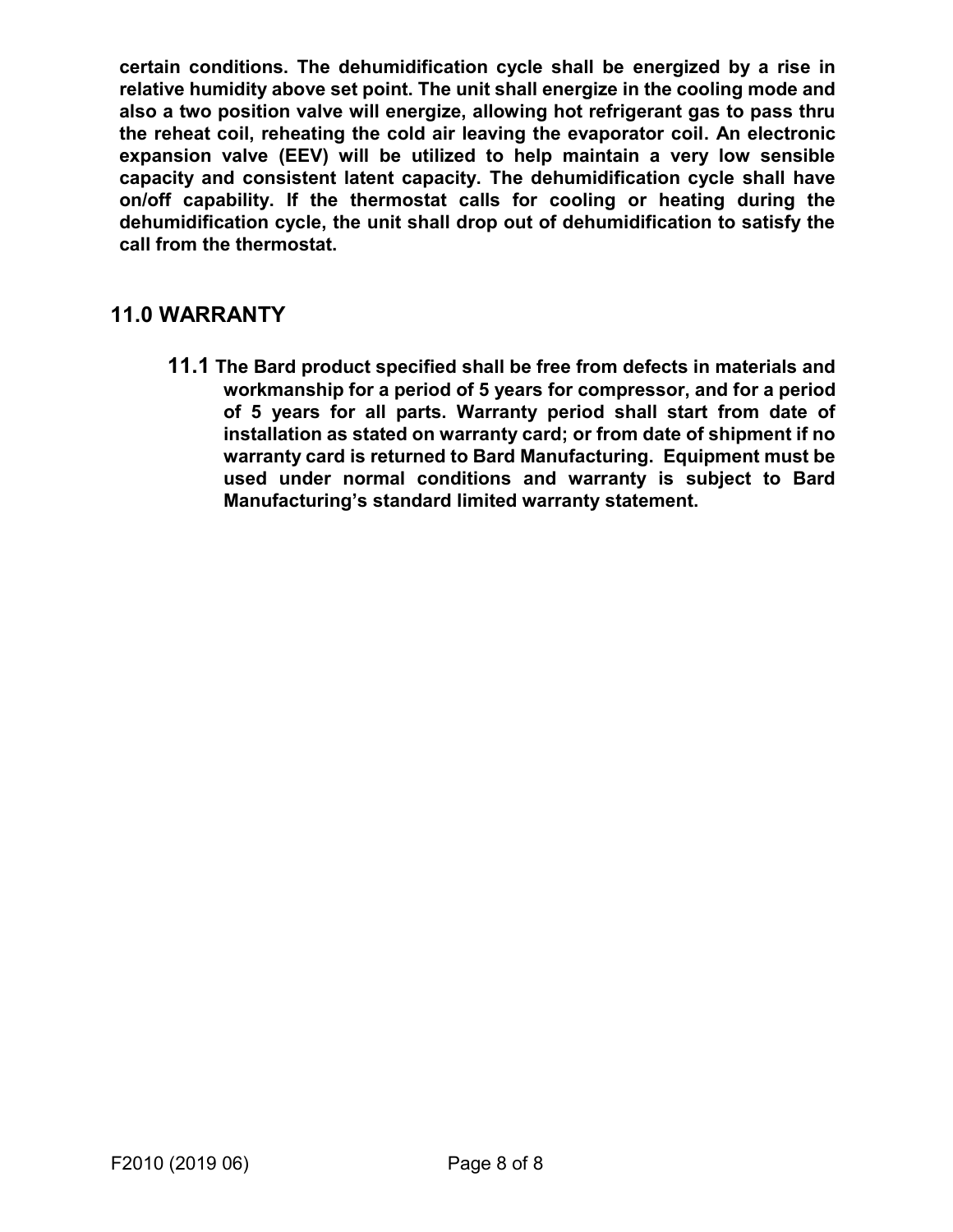**certain conditions. The dehumidification cycle shall be energized by a rise in relative humidity above set point. The unit shall energize in the cooling mode and also a two position valve will energize, allowing hot refrigerant gas to pass thru the reheat coil, reheating the cold air leaving the evaporator coil. An electronic expansion valve (EEV) will be utilized to help maintain a very low sensible capacity and consistent latent capacity. The dehumidification cycle shall have on/off capability. If the thermostat calls for cooling or heating during the dehumidification cycle, the unit shall drop out of dehumidification to satisfy the call from the thermostat.**

## 11.0 WARRANTY

**11.1 The Bard product specified shall be free from defects in materials and workmanship for a period of 5 years for compressor, and for a period of 5 years for all parts. Warranty period shall start from date of installation as stated on warranty card; or from date of shipment if no warranty card is returned to Bard Manufacturing. Equipment must be used under normal conditions and warranty is subject to Bard Manufacturing's standard limited warranty statement.**